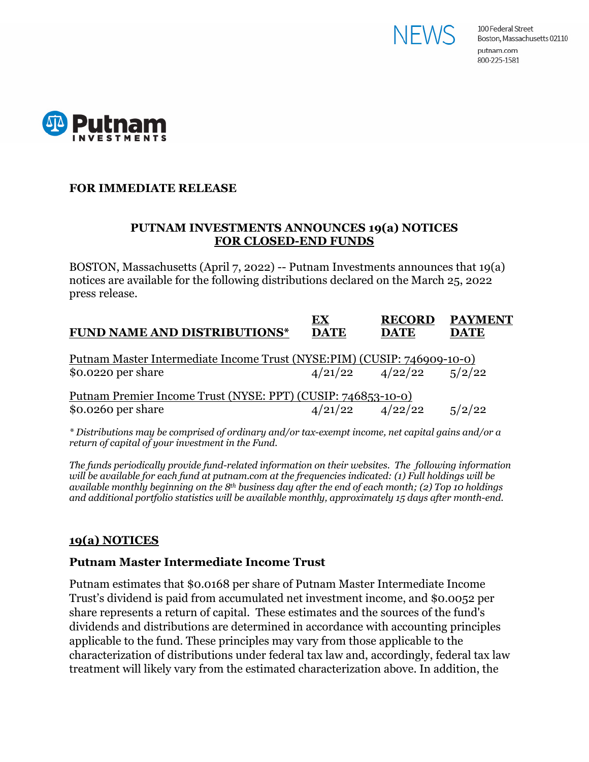NEWS

100 Federal Street
Boston, Massachusetts 02110
putnam.com
800-225-1581

Putnam INVESTMENTS

**FOR IMMEDIATE RELEASE**

## PUTNAM INVESTMENTS ANNOUNCES 19(a) NOTICES FOR CLOSED-END FUNDS

BOSTON, Massachusetts (April 7, 2022) -- Putnam Investments announces that 19(a) notices are available for the following distributions declared on the March 25, 2022 press release.

| FUND NAME AND DISTRIBUTIONS* | EX DATE | RECORD DATE | PAYMENT DATE |
|---|---|---|---|
| Putnam Master Intermediate Income Trust (NYSE:PIM) (CUSIP: 746909-10-0) | | | |
| $0.0220 per share | 4/21/22 | 4/22/22 | 5/2/22 |
| Putnam Premier Income Trust (NYSE: PPT) (CUSIP: 746853-10-0) | | | |
| $0.0260 per share | 4/21/22 | 4/22/22 | 5/2/22 |

*\* Distributions may be comprised of ordinary and/or tax-exempt income, net capital gains and/or a return of capital of your investment in the Fund.*

*The funds periodically provide fund-related information on their websites. The following information will be available for each fund at putnam.com at the frequencies indicated: (1) Full holdings will be available monthly beginning on the 8th business day after the end of each month; (2) Top 10 holdings and additional portfolio statistics will be available monthly, approximately 15 days after month-end.*

## 19(a) NOTICES

### Putnam Master Intermediate Income Trust

Putnam estimates that $0.0168 per share of Putnam Master Intermediate Income Trust's dividend is paid from accumulated net investment income, and $0.0052 per share represents a return of capital. These estimates and the sources of the fund's dividends and distributions are determined in accordance with accounting principles applicable to the fund. These principles may vary from those applicable to the characterization of distributions under federal tax law and, accordingly, federal tax law treatment will likely vary from the estimated characterization above. In addition, the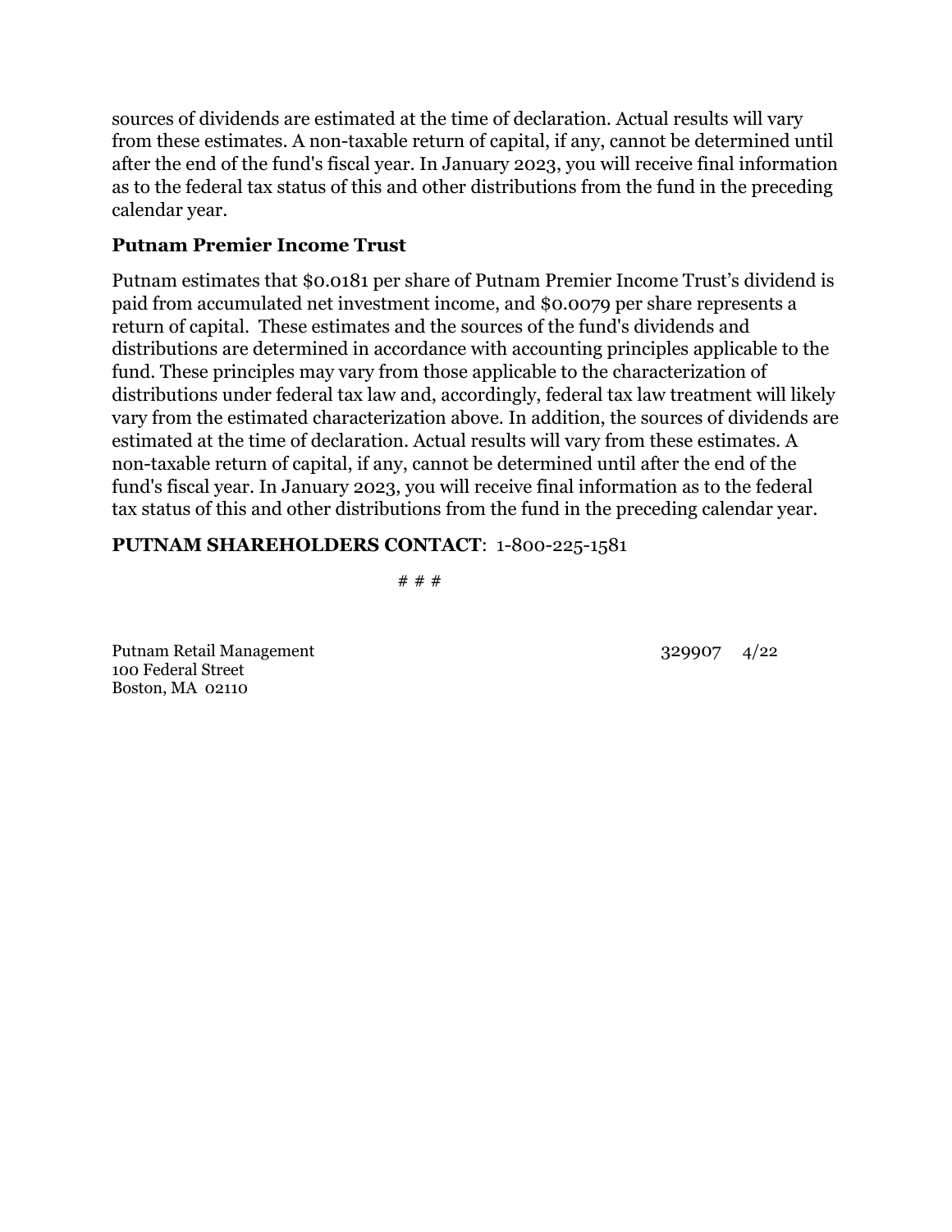sources of dividends are estimated at the time of declaration. Actual results will vary from these estimates. A non-taxable return of capital, if any, cannot be determined until after the end of the fund's fiscal year. In January 2023, you will receive final information as to the federal tax status of this and other distributions from the fund in the preceding calendar year.

**Putnam Premier Income Trust**

Putnam estimates that $0.0181 per share of Putnam Premier Income Trust's dividend is paid from accumulated net investment income, and $0.0079 per share represents a return of capital. These estimates and the sources of the fund's dividends and distributions are determined in accordance with accounting principles applicable to the fund. These principles may vary from those applicable to the characterization of distributions under federal tax law and, accordingly, federal tax law treatment will likely vary from the estimated characterization above. In addition, the sources of dividends are estimated at the time of declaration. Actual results will vary from these estimates. A non-taxable return of capital, if any, cannot be determined until after the end of the fund's fiscal year. In January 2023, you will receive final information as to the federal tax status of this and other distributions from the fund in the preceding calendar year.

**PUTNAM SHAREHOLDERS CONTACT**: 1-800-225-1581

# # #

Putnam Retail Management
100 Federal Street
Boston, MA 02110

329907 4/22